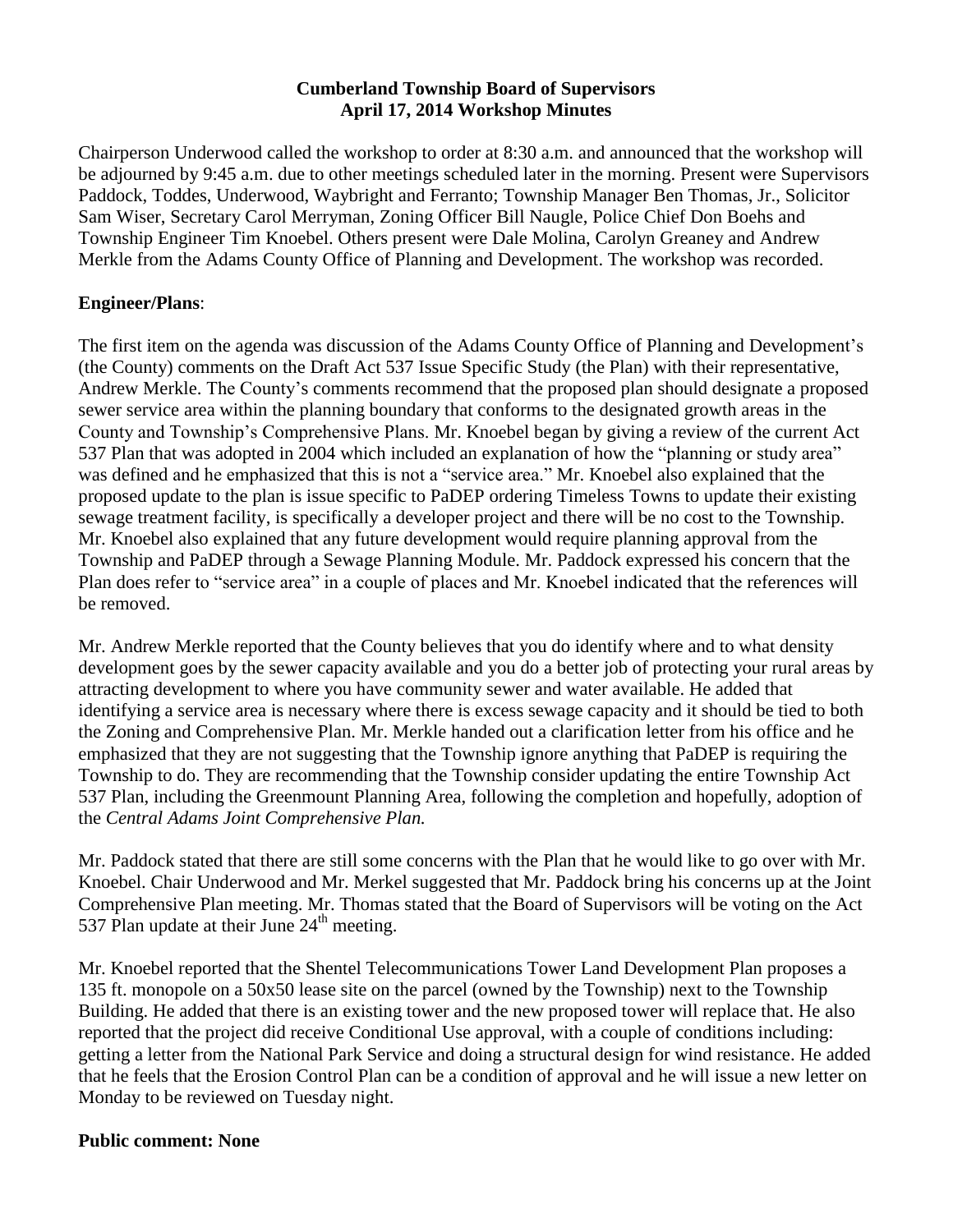# Cumberland Township Board of Supervisors
## April 17, 2014 Workshop Minutes

Chairperson Underwood called the workshop to order at 8:30 a.m. and announced that the workshop will be adjourned by 9:45 a.m. due to other meetings scheduled later in the morning. Present were Supervisors Paddock, Toddes, Underwood, Waybright and Ferranto; Township Manager Ben Thomas, Jr., Solicitor Sam Wiser, Secretary Carol Merryman, Zoning Officer Bill Naugle, Police Chief Don Boehs and Township Engineer Tim Knoebel. Others present were Dale Molina, Carolyn Greaney and Andrew Merkle from the Adams County Office of Planning and Development. The workshop was recorded.

**Engineer/Plans**:

The first item on the agenda was discussion of the Adams County Office of Planning and Development's (the County) comments on the Draft Act 537 Issue Specific Study (the Plan) with their representative, Andrew Merkle. The County's comments recommend that the proposed plan should designate a proposed sewer service area within the planning boundary that conforms to the designated growth areas in the County and Township's Comprehensive Plans. Mr. Knoebel began by giving a review of the current Act 537 Plan that was adopted in 2004 which included an explanation of how the "planning or study area" was defined and he emphasized that this is not a "service area." Mr. Knoebel also explained that the proposed update to the plan is issue specific to PaDEP ordering Timeless Towns to update their existing sewage treatment facility, is specifically a developer project and there will be no cost to the Township. Mr. Knoebel also explained that any future development would require planning approval from the Township and PaDEP through a Sewage Planning Module. Mr. Paddock expressed his concern that the Plan does refer to "service area" in a couple of places and Mr. Knoebel indicated that the references will be removed.

Mr. Andrew Merkle reported that the County believes that you do identify where and to what density development goes by the sewer capacity available and you do a better job of protecting your rural areas by attracting development to where you have community sewer and water available. He added that identifying a service area is necessary where there is excess sewage capacity and it should be tied to both the Zoning and Comprehensive Plan. Mr. Merkle handed out a clarification letter from his office and he emphasized that they are not suggesting that the Township ignore anything that PaDEP is requiring the Township to do. They are recommending that the Township consider updating the entire Township Act 537 Plan, including the Greenmount Planning Area, following the completion and hopefully, adoption of the *Central Adams Joint Comprehensive Plan.*

Mr. Paddock stated that there are still some concerns with the Plan that he would like to go over with Mr. Knoebel. Chair Underwood and Mr. Merkel suggested that Mr. Paddock bring his concerns up at the Joint Comprehensive Plan meeting. Mr. Thomas stated that the Board of Supervisors will be voting on the Act 537 Plan update at their June 24th meeting.

Mr. Knoebel reported that the Shentel Telecommunications Tower Land Development Plan proposes a 135 ft. monopole on a 50x50 lease site on the parcel (owned by the Township) next to the Township Building. He added that there is an existing tower and the new proposed tower will replace that. He also reported that the project did receive Conditional Use approval, with a couple of conditions including: getting a letter from the National Park Service and doing a structural design for wind resistance. He added that he feels that the Erosion Control Plan can be a condition of approval and he will issue a new letter on Monday to be reviewed on Tuesday night.

**Public comment: None**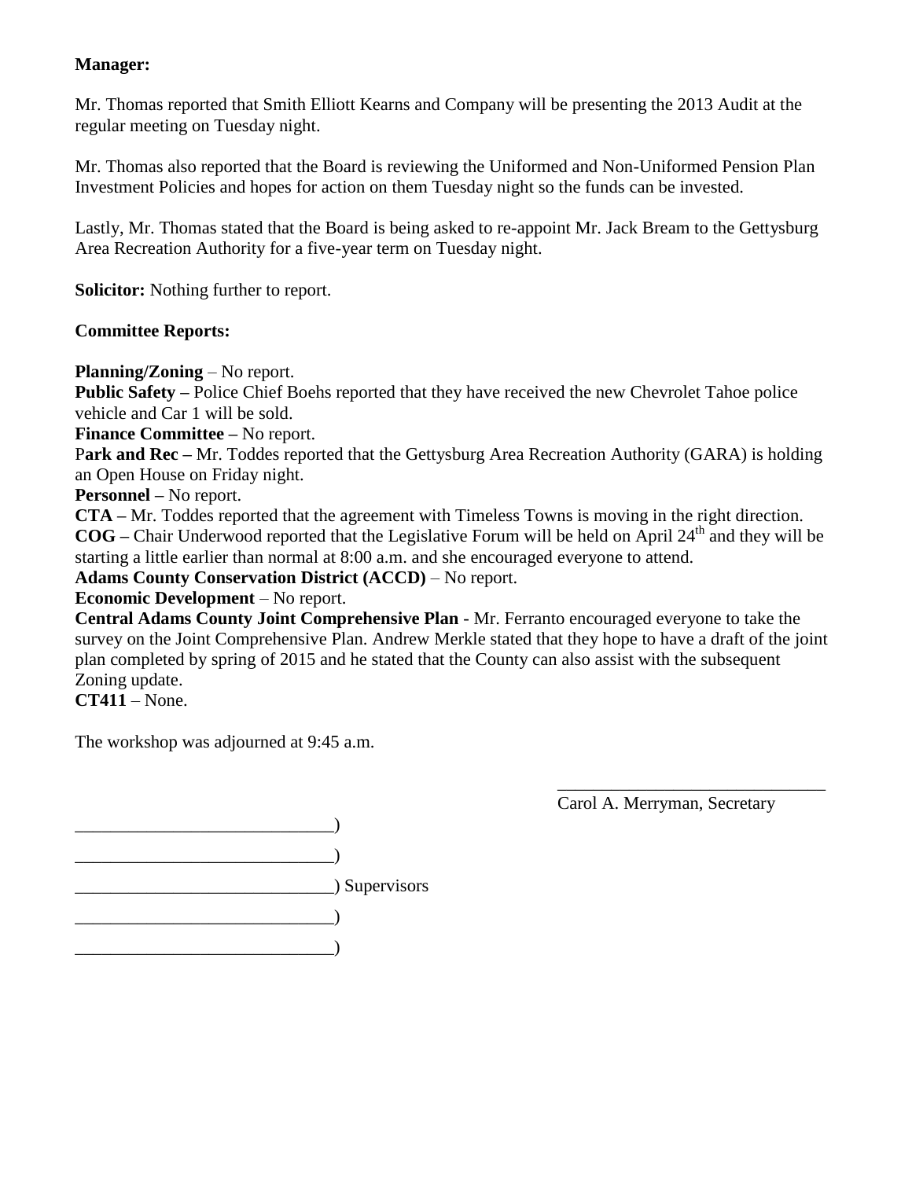**Manager:**

Mr. Thomas reported that Smith Elliott Kearns and Company will be presenting the 2013 Audit at the regular meeting on Tuesday night.

Mr. Thomas also reported that the Board is reviewing the Uniformed and Non-Uniformed Pension Plan Investment Policies and hopes for action on them Tuesday night so the funds can be invested.

Lastly, Mr. Thomas stated that the Board is being asked to re-appoint Mr. Jack Bream to the Gettysburg Area Recreation Authority for a five-year term on Tuesday night.

**Solicitor:** Nothing further to report.

**Committee Reports:**

**Planning/Zoning** – No report.
**Public Safety –** Police Chief Boehs reported that they have received the new Chevrolet Tahoe police vehicle and Car 1 will be sold.
**Finance Committee –** No report.
P**ark and Rec –** Mr. Toddes reported that the Gettysburg Area Recreation Authority (GARA) is holding an Open House on Friday night.
**Personnel –** No report.
**CTA –** Mr. Toddes reported that the agreement with Timeless Towns is moving in the right direction.
**COG –** Chair Underwood reported that the Legislative Forum will be held on April 24th and they will be starting a little earlier than normal at 8:00 a.m. and she encouraged everyone to attend.
**Adams County Conservation District (ACCD)** – No report.
**Economic Development** – No report.
**Central Adams County Joint Comprehensive Plan** - Mr. Ferranto encouraged everyone to take the survey on the Joint Comprehensive Plan. Andrew Merkle stated that they hope to have a draft of the joint plan completed by spring of 2015 and he stated that the County can also assist with the subsequent Zoning update.
**CT411** – None.

The workshop was adjourned at 9:45 a.m.

______________________________
Carol A. Merryman, Secretary

_____________________________)
_____________________________)
_____________________________) Supervisors
_____________________________)
_____________________________)